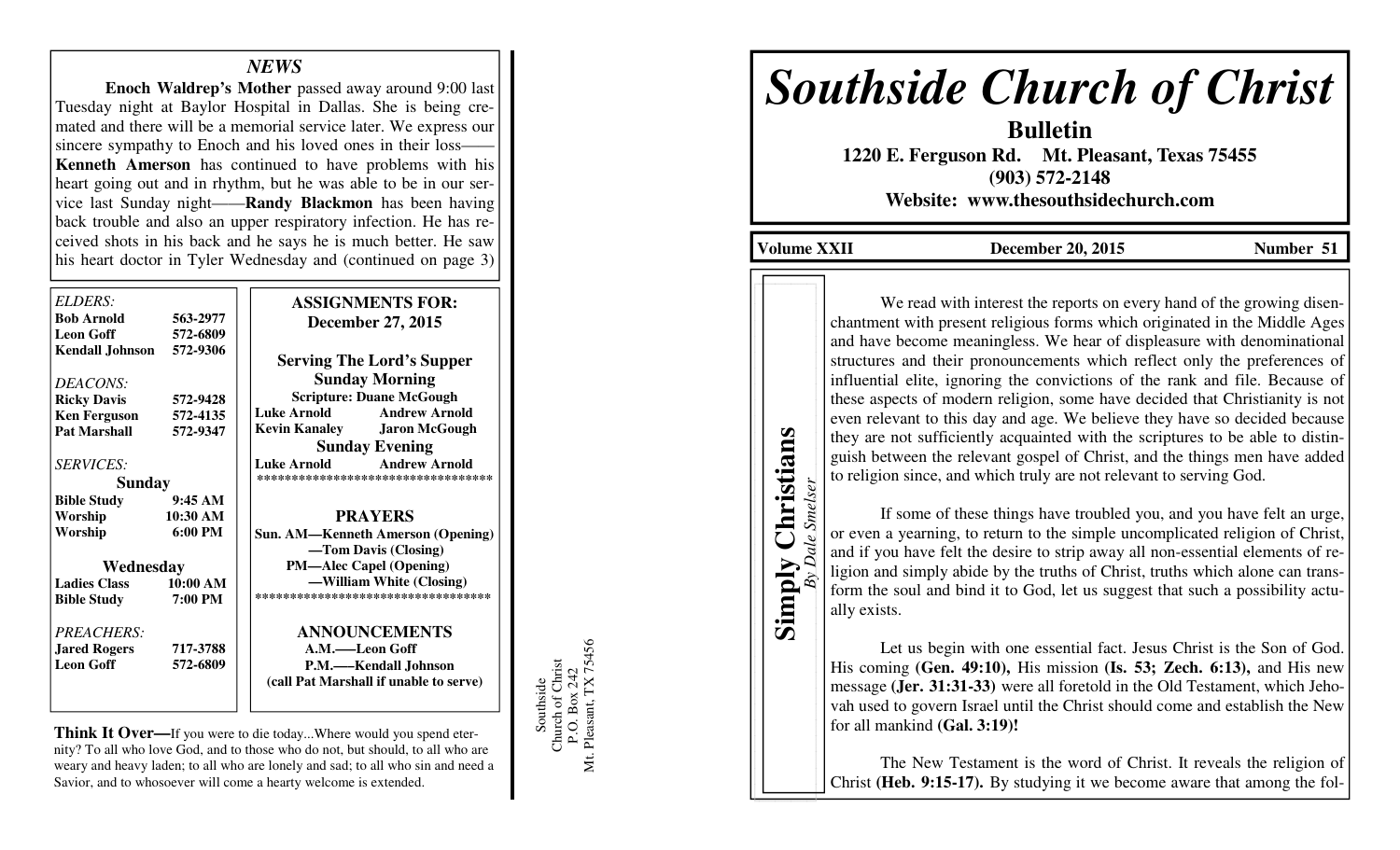## NEWS

**Enoch Waldrep's Mother** passed away around 9:00 last Tuesday night at Baylor Hospital in Dallas. She is being cremated and there will be a memorial service later. We express our sincere sympathy to Enoch and his loved ones in their loss——**Kenneth Amerson** has continued to have problems with his heart going out and in rhythm, but he was able to be in our service last Sunday night——**Randy Blackmon** has been having back trouble and also an upper respiratory infection. He has received shots in his back and he says he is much better. He saw his heart doctor in Tyler Wednesday and (continued on page 3)

*ELDERS:*

| | |
|---|---|
| **Bob Arnold** | **563-2977** |
| **Leon Goff** | **572-6809** |
| **Kendall Johnson** | **572-9306** |

*DEACONS:*

| | |
|---|---|
| **Ricky Davis** | **572-9428** |
| **Ken Ferguson** | **572-4135** |
| **Pat Marshall** | **572-9347** |

*SERVICES:*

**Sunday**

| | |
|---|---|
| **Bible Study** | **9:45 AM** |
| **Worship** | **10:30 AM** |
| **Worship** | **6:00 PM** |

**Wednesday**

| | |
|---|---|
| **Ladies Class** | **10:00 AM** |
| **Bible Study** | **7:00 PM** |

*PREACHERS:*

| | |
|---|---|
| **Jared Rogers** | **717-3788** |
| **Leon Goff** | **572-6809** |

**ASSIGNMENTS FOR:**
**December 27, 2015**

**Serving The Lord's Supper**

**Sunday Morning**

**Scripture: Duane McGough**

**Luke Arnold** **Andrew Arnold**
**Kevin Kanaley** **Jaron McGough**

**Sunday Evening**

**Luke Arnold** **Andrew Arnold**

**********************************

**PRAYERS**

**Sun. AM—Kenneth Amerson (Opening)**
**—Tom Davis (Closing)**
**PM—Alec Capel (Opening)**
**—William White (Closing)**

**********************************

**ANNOUNCEMENTS**

**A.M.—Leon Goff**
**P.M.—Kendall Johnson**
**(call Pat Marshall if unable to serve)**

**Think It Over—**If you were to die today...Where would you spend eternity? To all who love God, and to those who do not, but should, to all who are weary and heavy laden; to all who are lonely and sad; to all who sin and need a Savior, and to whosoever will come a hearty welcome is extended.

Southside
Church of Christ
P.O. Box 242
Mt. Pleasant, TX 75456

# *Southside Church of Christ*

**Bulletin**

**1220 E. Ferguson Rd. Mt. Pleasant, Texas 75455**
**(903) 572-2148**
**Website: www.thesouthsidechurch.com**

**Volume XXII** **December 20, 2015** **Number 51**

## Simply Christians

*By Dale Smelser*

We read with interest the reports on every hand of the growing disenchantment with present religious forms which originated in the Middle Ages and have become meaningless. We hear of displeasure with denominational structures and their pronouncements which reflect only the preferences of influential elite, ignoring the convictions of the rank and file. Because of these aspects of modern religion, some have decided that Christianity is not even relevant to this day and age. We believe they have so decided because they are not sufficiently acquainted with the scriptures to be able to distinguish between the relevant gospel of Christ, and the things men have added to religion since, and which truly are not relevant to serving God.

If some of these things have troubled you, and you have felt an urge, or even a yearning, to return to the simple uncomplicated religion of Christ, and if you have felt the desire to strip away all non-essential elements of religion and simply abide by the truths of Christ, truths which alone can transform the soul and bind it to God, let us suggest that such a possibility actually exists.

Let us begin with one essential fact. Jesus Christ is the Son of God. His coming **(Gen. 49:10),** His mission **(Is. 53; Zech. 6:13),** and His new message **(Jer. 31:31-33)** were all foretold in the Old Testament, which Jehovah used to govern Israel until the Christ should come and establish the New for all mankind **(Gal. 3:19)!**

The New Testament is the word of Christ. It reveals the religion of Christ **(Heb. 9:15-17).** By studying it we become aware that among the fol-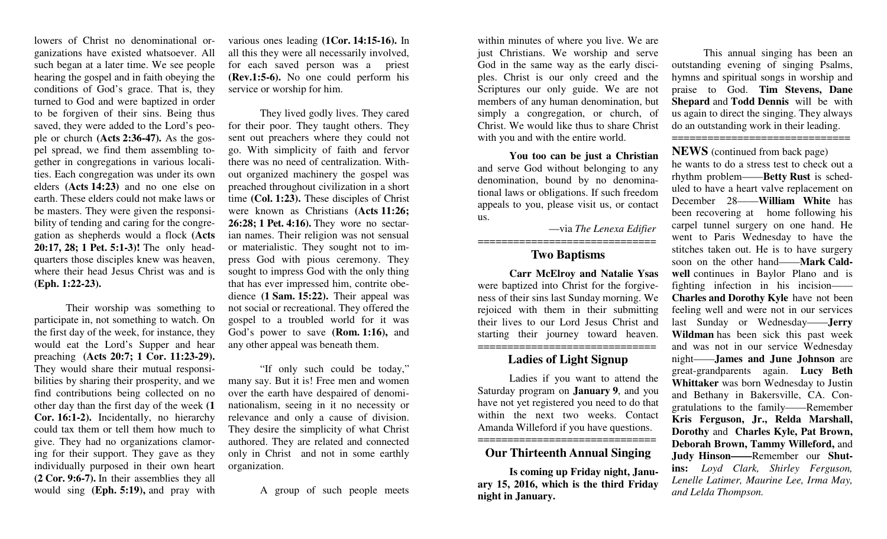lowers of Christ no denominational organizations have existed whatsoever. All such began at a later time. We see people hearing the gospel and in faith obeying the conditions of God's grace. That is, they turned to God and were baptized in order to be forgiven of their sins. Being thus saved, they were added to the Lord's people or church **(Acts 2:36-47).** As the gospel spread, we find them assembling together in congregations in various localities. Each congregation was under its own elders **(Acts 14:23)** and no one else on earth. These elders could not make laws or be masters. They were given the responsibility of tending and caring for the congregation as shepherds would a flock **(Acts 20:17, 28; 1 Pet. 5:1-3)!** The only headquarters those disciples knew was heaven, where their head Jesus Christ was and is **(Eph. 1:22-23).**

Their worship was something to participate in, not something to watch. On the first day of the week, for instance, they would eat the Lord's Supper and hear preaching **(Acts 20:7; 1 Cor. 11:23-29).** They would share their mutual responsibilities by sharing their prosperity, and we find contributions being collected on no other day than the first day of the week **(1 Cor. 16:1-2).** Incidentally, no hierarchy could tax them or tell them how much to give. They had no organizations clamoring for their support. They gave as they individually purposed in their own heart **(2 Cor. 9:6-7).** In their assemblies they all would sing **(Eph. 5:19),** and pray with various ones leading **(1Cor. 14:15-16).** In all this they were all necessarily involved, for each saved person was a priest **(Rev.1:5-6).** No one could perform his service or worship for him.

They lived godly lives. They cared for their poor. They taught others. They sent out preachers where they could not go. With simplicity of faith and fervor there was no need of centralization. Without organized machinery the gospel was preached throughout civilization in a short time **(Col. 1:23).** These disciples of Christ were known as Christians **(Acts 11:26; 26:28; 1 Pet. 4:16).** They wore no sectarian names. Their religion was not sensual or materialistic. They sought not to impress God with pious ceremony. They sought to impress God with the only thing that has ever impressed him, contrite obedience **(1 Sam. 15:22).** Their appeal was not social or recreational. They offered the gospel to a troubled world for it was God's power to save **(Rom. 1:16),** and any other appeal was beneath them.

"If only such could be today," many say. But it is! Free men and women over the earth have despaired of denominationalism, seeing in it no necessity or relevance and only a cause of division. They desire the simplicity of what Christ authored. They are related and connected only in Christ and not in some earthly organization.

A group of such people meets within minutes of where you live. We are just Christians. We worship and serve God in the same way as the early disciples. Christ is our only creed and the Scriptures our only guide. We are not members of any human denomination, but simply a congregation, or church, of Christ. We would like thus to share Christ with you and with the entire world.

**You too can be just a Christian** and serve God without belonging to any denomination, bound by no denominational laws or obligations. If such freedom appeals to you, please visit us, or contact us.

—via *The Lenexa Edifier*

==============================

## Two Baptisms

**Carr McElroy and Natalie Ysas** were baptized into Christ for the forgiveness of their sins last Sunday morning. We rejoiced with them in their submitting their lives to our Lord Jesus Christ and starting their journey toward heaven.

==============================

## Ladies of Light Signup

Ladies if you want to attend the Saturday program on **January 9**, and you have not yet registered you need to do that within the next two weeks. Contact Amanda Willeford if you have questions.

==============================

## Our Thirteenth Annual Singing

**Is coming up Friday night, January 15, 2016, which is the third Friday night in January.**

This annual singing has been an outstanding evening of singing Psalms, hymns and spiritual songs in worship and praise to God. **Tim Stevens, Dane Shepard** and **Todd Dennis** will be with us again to direct the singing. They always do an outstanding work in their leading.

==============================

**NEWS** (continued from back page)

he wants to do a stress test to check out a rhythm problem——**Betty Rust** is scheduled to have a heart valve replacement on December 28——**William White** has been recovering at home following his carpel tunnel surgery on one hand. He went to Paris Wednesday to have the stitches taken out. He is to have surgery soon on the other hand——**Mark Caldwell** continues in Baylor Plano and is fighting infection in his incision——**Charles and Dorothy Kyle** have not been feeling well and were not in our services last Sunday or Wednesday——**Jerry Wildman** has been sick this past week and was not in our service Wednesday night——**James and June Johnson** are great-grandparents again. **Lucy Beth Whittaker** was born Wednesday to Justin and Bethany in Bakersville, CA. Congratulations to the family——Remember **Kris Ferguson, Jr., Relda Marshall, Dorothy** and **Charles Kyle, Pat Brown, Deborah Brown, Tammy Willeford,** and **Judy Hinson——**Remember our **Shut-ins:** *Loyd Clark, Shirley Ferguson, Lenelle Latimer, Maurine Lee, Irma May, and Lelda Thompson.*